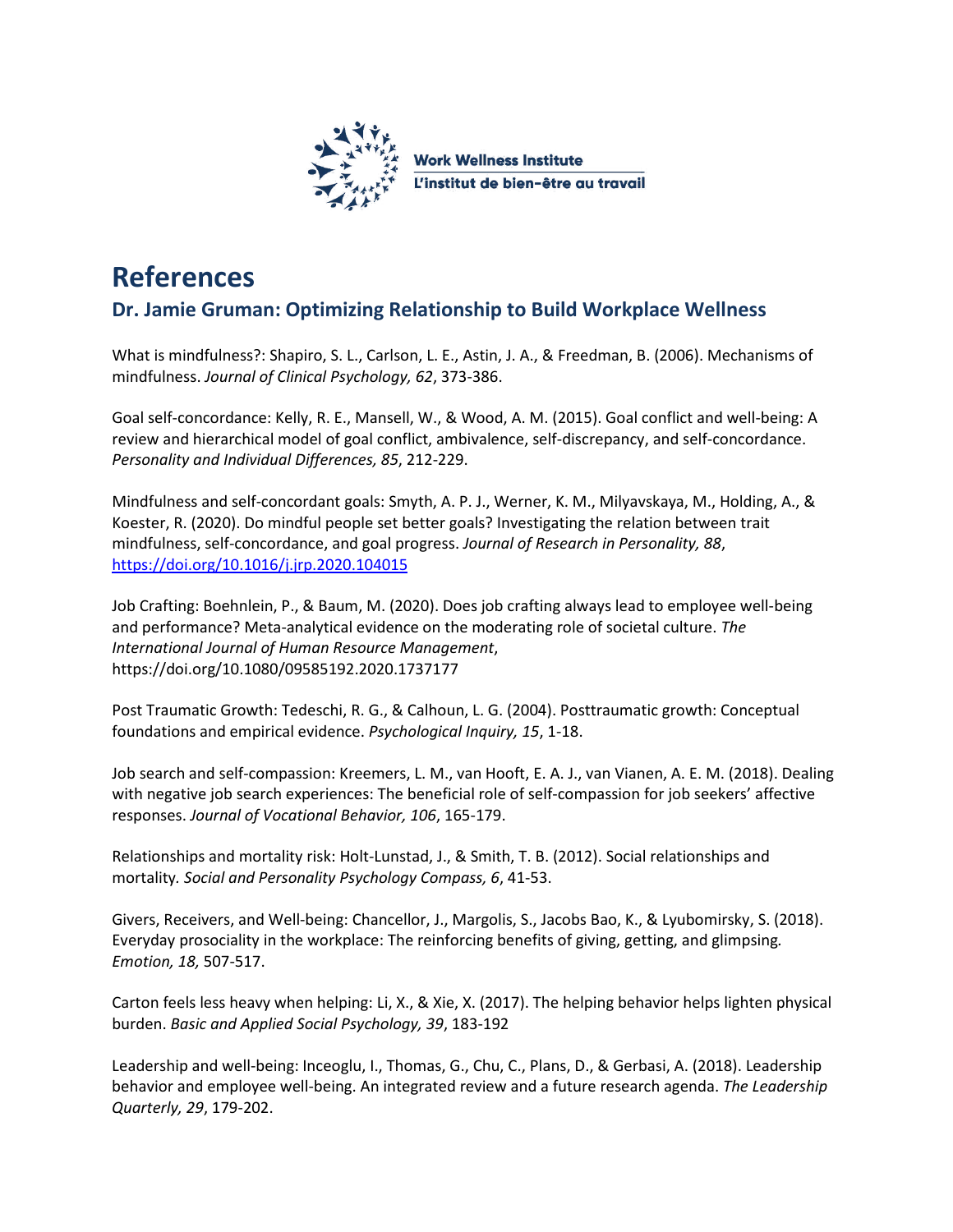Work Wellness Institute
L'institut de bien-être au travail

# References

## Dr. Jamie Gruman: Optimizing Relationship to Build Workplace Wellness

What is mindfulness?: Shapiro, S. L., Carlson, L. E., Astin, J. A., & Freedman, B. (2006). Mechanisms of mindfulness. *Journal of Clinical Psychology, 62*, 373-386.

Goal self-concordance: Kelly, R. E., Mansell, W., & Wood, A. M. (2015). Goal conflict and well-being: A review and hierarchical model of goal conflict, ambivalence, self-discrepancy, and self-concordance. *Personality and Individual Differences, 85*, 212-229.

Mindfulness and self-concordant goals: Smyth, A. P. J., Werner, K. M., Milyavskaya, M., Holding, A., & Koester, R. (2020). Do mindful people set better goals? Investigating the relation between trait mindfulness, self-concordance, and goal progress. *Journal of Research in Personality, 88*, https://doi.org/10.1016/j.jrp.2020.104015

Job Crafting: Boehnlein, P., & Baum, M. (2020). Does job crafting always lead to employee well-being and performance? Meta-analytical evidence on the moderating role of societal culture. *The International Journal of Human Resource Management*, https://doi.org/10.1080/09585192.2020.1737177

Post Traumatic Growth: Tedeschi, R. G., & Calhoun, L. G. (2004). Posttraumatic growth: Conceptual foundations and empirical evidence. *Psychological Inquiry, 15*, 1-18.

Job search and self-compassion: Kreemers, L. M., van Hooft, E. A. J., van Vianen, A. E. M. (2018). Dealing with negative job search experiences: The beneficial role of self-compassion for job seekers' affective responses. *Journal of Vocational Behavior, 106*, 165-179.

Relationships and mortality risk: Holt-Lunstad, J., & Smith, T. B. (2012). Social relationships and mortality. *Social and Personality Psychology Compass, 6*, 41-53.

Givers, Receivers, and Well-being: Chancellor, J., Margolis, S., Jacobs Bao, K., & Lyubomirsky, S. (2018). Everyday prosociality in the workplace: The reinforcing benefits of giving, getting, and glimpsing. *Emotion, 18,* 507-517.

Carton feels less heavy when helping: Li, X., & Xie, X. (2017). The helping behavior helps lighten physical burden. *Basic and Applied Social Psychology, 39*, 183-192

Leadership and well-being: Inceoglu, I., Thomas, G., Chu, C., Plans, D., & Gerbasi, A. (2018). Leadership behavior and employee well-being. An integrated review and a future research agenda. *The Leadership Quarterly, 29*, 179-202.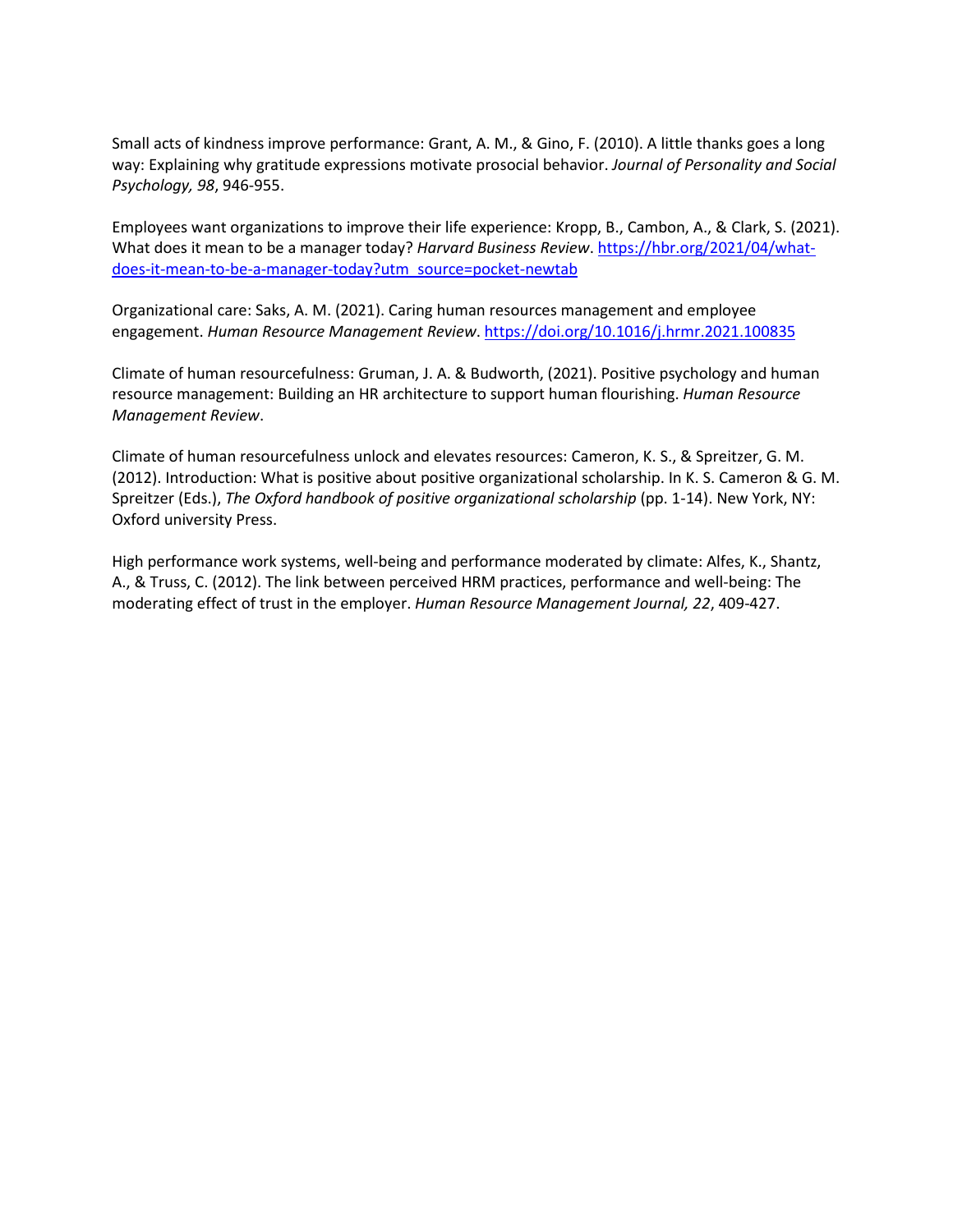Small acts of kindness improve performance: Grant, A. M., & Gino, F. (2010). A little thanks goes a long way: Explaining why gratitude expressions motivate prosocial behavior. *Journal of Personality and Social Psychology, 98*, 946-955.

Employees want organizations to improve their life experience: Kropp, B., Cambon, A., & Clark, S. (2021). What does it mean to be a manager today? *Harvard Business Review*. [https://hbr.org/2021/04/what-does-it-mean-to-be-a-manager-today?utm_source=pocket-newtab](https://hbr.org/2021/04/what-does-it-mean-to-be-a-manager-today?utm_source=pocket-newtab)

Organizational care: Saks, A. M. (2021). Caring human resources management and employee engagement. *Human Resource Management Review*. [https://doi.org/10.1016/j.hrmr.2021.100835](https://doi.org/10.1016/j.hrmr.2021.100835)

Climate of human resourcefulness: Gruman, J. A. & Budworth, (2021). Positive psychology and human resource management: Building an HR architecture to support human flourishing. *Human Resource Management Review*.

Climate of human resourcefulness unlock and elevates resources: Cameron, K. S., & Spreitzer, G. M. (2012). Introduction: What is positive about positive organizational scholarship. In K. S. Cameron & G. M. Spreitzer (Eds.), *The Oxford handbook of positive organizational scholarship* (pp. 1-14). New York, NY: Oxford university Press.

High performance work systems, well-being and performance moderated by climate: Alfes, K., Shantz, A., & Truss, C. (2012). The link between perceived HRM practices, performance and well-being: The moderating effect of trust in the employer. *Human Resource Management Journal, 22*, 409-427.